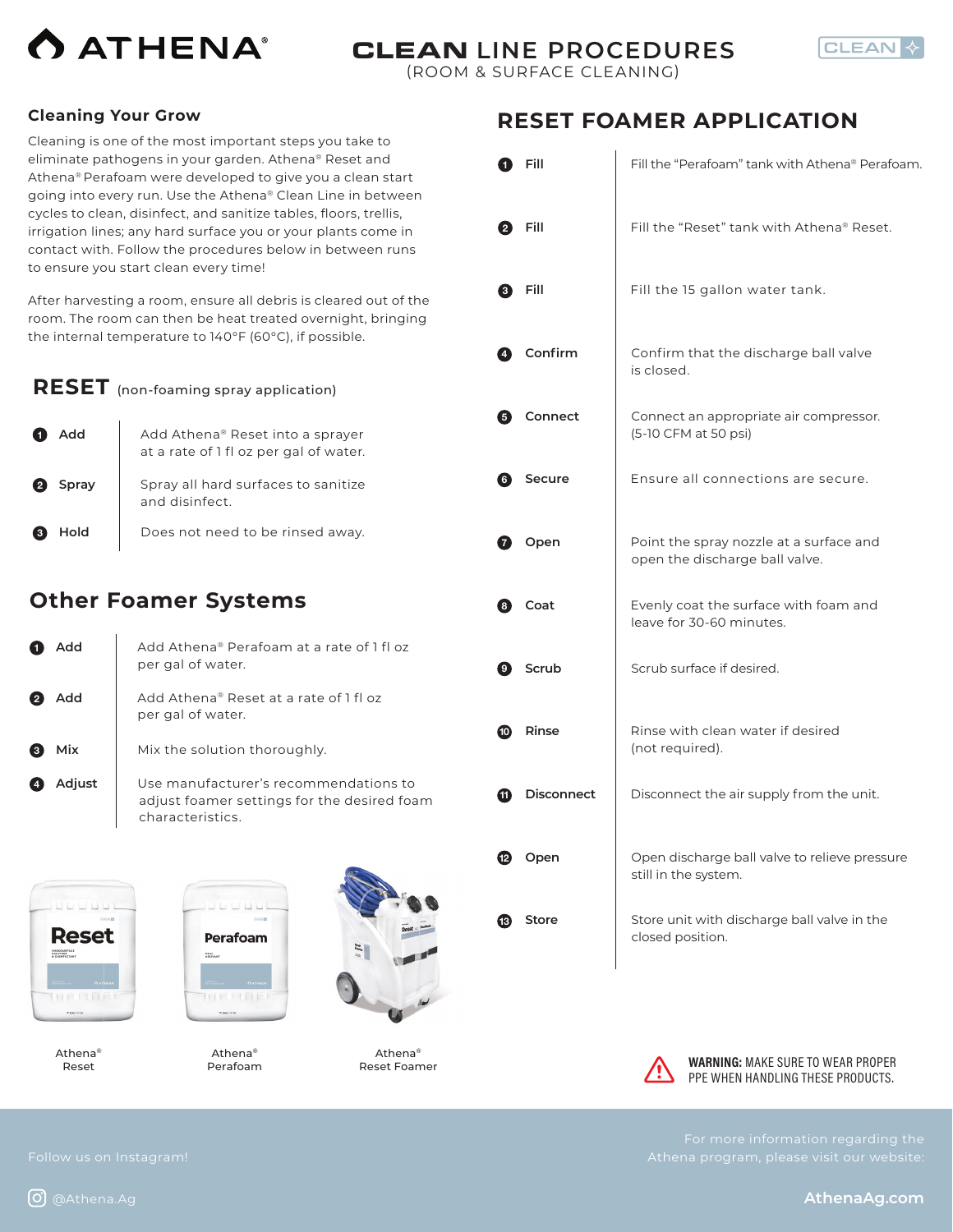# CLEAN LINE PROCEDURES

(ROOM & SURFACE CLEANING)

## Cleaning Your Grow

Cleaning is one of the most important steps you take to eliminate pathogens in your garden. Athena® Reset and Athena® Perafoam were developed to give you a clean start going into every run. Use the Athena® Clean Line in between cycles to clean, disinfect, and sanitize tables, floors, trellis, irrigation lines; any hard surface you or your plants come in contact with. Follow the procedures below in between runs to ensure you start clean every time!

After harvesting a room, ensure all debris is cleared out of the room. The room can then be heat treated overnight, bringing the internal temperature to 140°F (60°C), if possible.

## RESET (non-foaming spray application)

| Step | Action | Description |
|---|---|---|
| 1 | Add | Add Athena® Reset into a sprayer at a rate of 1 fl oz per gal of water. |
| 2 | Spray | Spray all hard surfaces to sanitize and disinfect. |
| 3 | Hold | Does not need to be rinsed away. |

## Other Foamer Systems

| Step | Action | Description |
|---|---|---|
| 1 | Add | Add Athena® Perafoam at a rate of 1 fl oz per gal of water. |
| 2 | Add | Add Athena® Reset at a rate of 1 fl oz per gal of water. |
| 3 | Mix | Mix the solution thoroughly. |
| 4 | Adjust | Use manufacturer's recommendations to adjust foamer settings for the desired foam characteristics. |

Athena® Reset

Athena® Perafoam

Athena® Reset Foamer

## RESET FOAMER APPLICATION

| Step | Action | Description |
|---|---|---|
| 1 | Fill | Fill the "Perafoam" tank with Athena® Perafoam. |
| 2 | Fill | Fill the "Reset" tank with Athena® Reset. |
| 3 | Fill | Fill the 15 gallon water tank. |
| 4 | Confirm | Confirm that the discharge ball valve is closed. |
| 5 | Connect | Connect an appropriate air compressor. (5-10 CFM at 50 psi) |
| 6 | Secure | Ensure all connections are secure. |
| 7 | Open | Point the spray nozzle at a surface and open the discharge ball valve. |
| 8 | Coat | Evenly coat the surface with foam and leave for 30-60 minutes. |
| 9 | Scrub | Scrub surface if desired. |
| 10 | Rinse | Rinse with clean water if desired (not required). |
| 11 | Disconnect | Disconnect the air supply from the unit. |
| 12 | Open | Open discharge ball valve to relieve pressure still in the system. |
| 13 | Store | Store unit with discharge ball valve in the closed position. |

**WARNING:** MAKE SURE TO WEAR PROPER PPE WHEN HANDLING THESE PRODUCTS.

Follow us on Instagram!

@Athena.Ag

For more information regarding the Athena program, please visit our website:

AthenaAg.com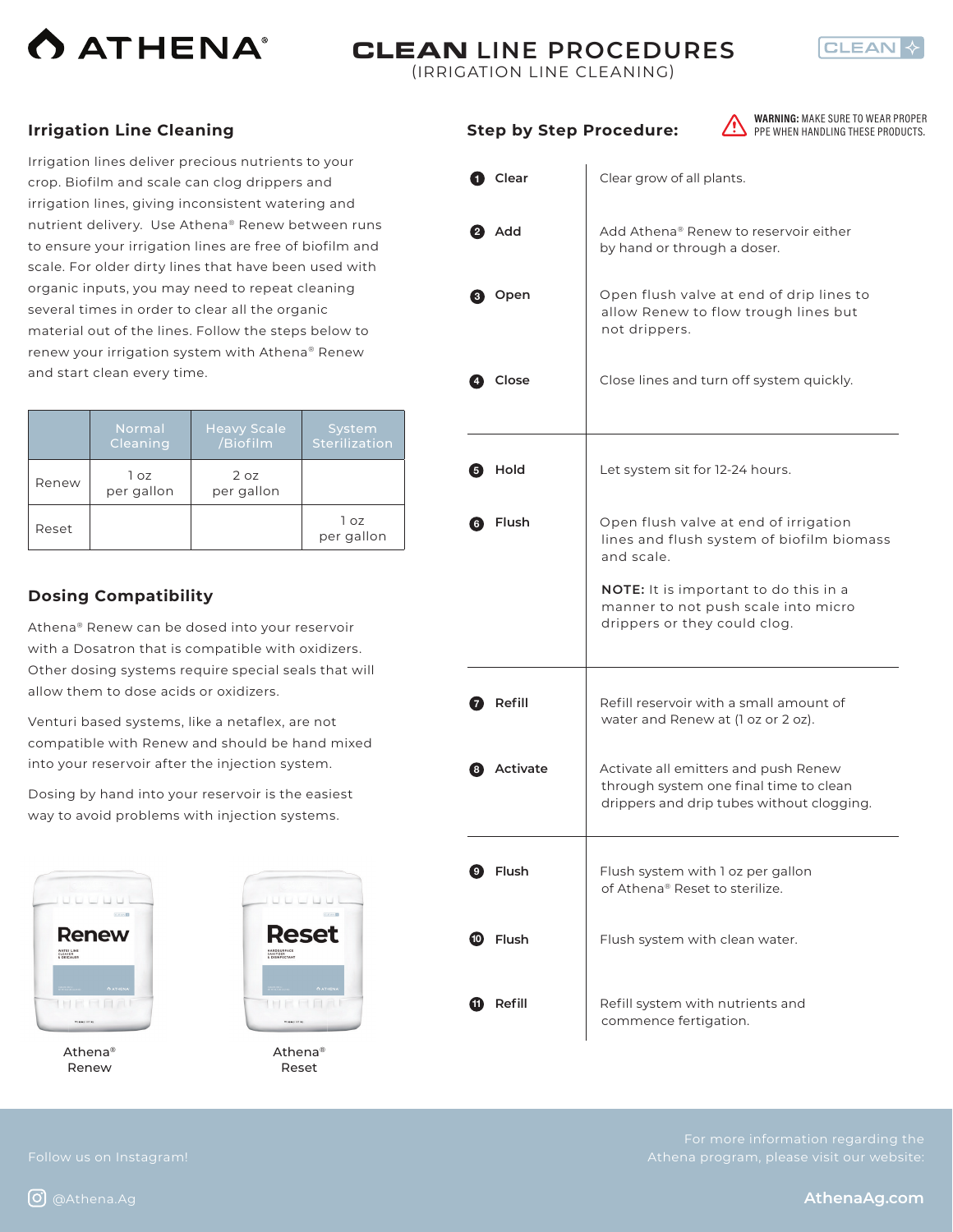# ATHENA®

## CLEAN LINE PROCEDURES
(IRRIGATION LINE CLEANING)

CLEAN

### Irrigation Line Cleaning

Irrigation lines deliver precious nutrients to your crop. Biofilm and scale can clog drippers and irrigation lines, giving inconsistent watering and nutrient delivery. Use Athena® Renew between runs to ensure your irrigation lines are free of biofilm and scale. For older dirty lines that have been used with organic inputs, you may need to repeat cleaning several times in order to clear all the organic material out of the lines. Follow the steps below to renew your irrigation system with Athena® Renew and start clean every time.

| | Normal Cleaning | Heavy Scale /Biofilm | System Sterilization |
|---|---|---|---|
| Renew | 1 oz per gallon | 2 oz per gallon | |
| Reset | | | 1 oz per gallon |

### Dosing Compatibility

Athena® Renew can be dosed into your reservoir with a Dosatron that is compatible with oxidizers. Other dosing systems require special seals that will allow them to dose acids or oxidizers.

Venturi based systems, like a netaflex, are not compatible with Renew and should be hand mixed into your reservoir after the injection system.

Dosing by hand into your reservoir is the easiest way to avoid problems with injection systems.

Athena® Renew

Athena® Reset

### Step by Step Procedure:

**WARNING:** MAKE SURE TO WEAR PROPER PPE WHEN HANDLING THESE PRODUCTS.

1. **Clear** — Clear grow of all plants.
2. **Add** — Add Athena® Renew to reservoir either by hand or through a doser.
3. **Open** — Open flush valve at end of drip lines to allow Renew to flow trough lines but not drippers.
4. **Close** — Close lines and turn off system quickly.
5. **Hold** — Let system sit for 12-24 hours.
6. **Flush** — Open flush valve at end of irrigation lines and flush system of biofilm biomass and scale.

   **NOTE:** It is important to do this in a manner to not push scale into micro drippers or they could clog.
7. **Refill** — Refill reservoir with a small amount of water and Renew at (1 oz or 2 oz).
8. **Activate** — Activate all emitters and push Renew through system one final time to clean drippers and drip tubes without clogging.
9. **Flush** — Flush system with 1 oz per gallon of Athena® Reset to sterilize.
10. **Flush** — Flush system with clean water.
11. **Refill** — Refill system with nutrients and commence fertigation.

Follow us on Instagram!

@Athena.Ag

For more information regarding the Athena program, please visit our website:

AthenaAg.com